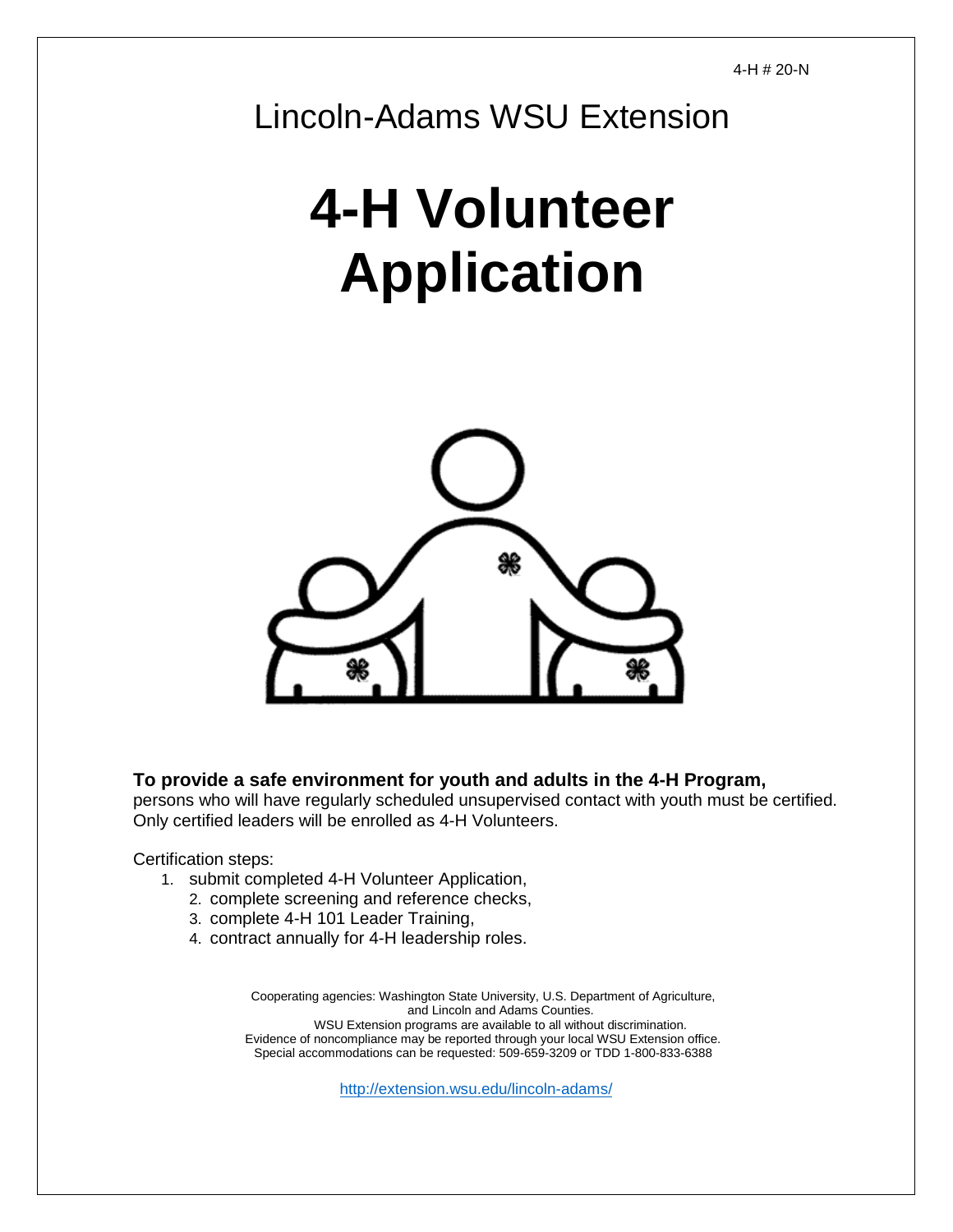4-H # 20-N

Lincoln-Adams WSU Extension

# 4-H Volunteer Application

**To provide a safe environment for youth and adults in the 4-H Program,** persons who will have regularly scheduled unsupervised contact with youth must be certified. Only certified leaders will be enrolled as 4-H Volunteers.

Certification steps:

1. submit completed 4-H Volunteer Application,
2. complete screening and reference checks,
3. complete 4-H 101 Leader Training,
4. contract annually for 4-H leadership roles.

Cooperating agencies: Washington State University, U.S. Department of Agriculture, and Lincoln and Adams Counties.
WSU Extension programs are available to all without discrimination.
Evidence of noncompliance may be reported through your local WSU Extension office.
Special accommodations can be requested: 509-659-3209 or TDD 1-800-833-6388

http://extension.wsu.edu/lincoln-adams/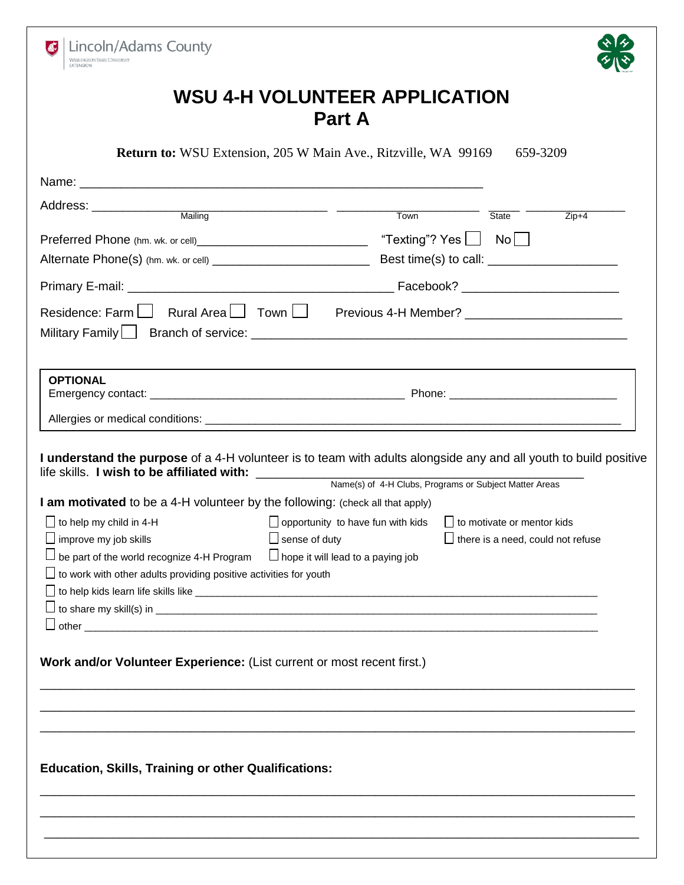Lincoln/Adams County
Washington State University Extension

# WSU 4-H VOLUNTEER APPLICATION
## Part A

**Return to:** WSU Extension, 205 W Main Ave., Ritzville, WA 99169 659-3209

Name: ____________________________________________________________

Address: ____________________________ ____________________ ______ ______________
Mailing Town State Zip+4

Preferred Phone (hm. wk. or cell)________________________ "Texting"? Yes ☐ No ☐

Alternate Phone(s) (hm. wk. or cell) ________________________ Best time(s) to call: __________________

Primary E-mail: ____________________________________ Facebook? ____________________

Residence: Farm ☐ Rural Area ☐ Town ☐ Previous 4-H Member? ____________________

Military Family ☐ Branch of service: ____________________________________________

**OPTIONAL**
Emergency contact: ______________________________________ Phone: __________________________

Allergies or medical conditions: ______________________________________________________________

**I understand the purpose** of a 4-H volunteer is to team with adults alongside any and all youth to build positive life skills. **I wish to be affiliated with:** ____________________________________________
Name(s) of 4-H Clubs, Programs or Subject Matter Areas

**I am motivated** to be a 4-H volunteer by the following: (check all that apply)

- ☐ to help my child in 4-H
- ☐ opportunity to have fun with kids
- ☐ to motivate or mentor kids
- ☐ improve my job skills
- ☐ sense of duty
- ☐ there is a need, could not refuse
- ☐ be part of the world recognize 4-H Program
- ☐ hope it will lead to a paying job
- ☐ to work with other adults providing positive activities for youth
- ☐ to help kids learn life skills like ____________________________________________
- ☐ to share my skill(s) in ____________________________________________
- ☐ other ____________________________________________

**Work and/or Volunteer Experience:** (List current or most recent first.)

______________________________________________________________________________

______________________________________________________________________________

______________________________________________________________________________

**Education, Skills, Training or other Qualifications:**

______________________________________________________________________________

______________________________________________________________________________

______________________________________________________________________________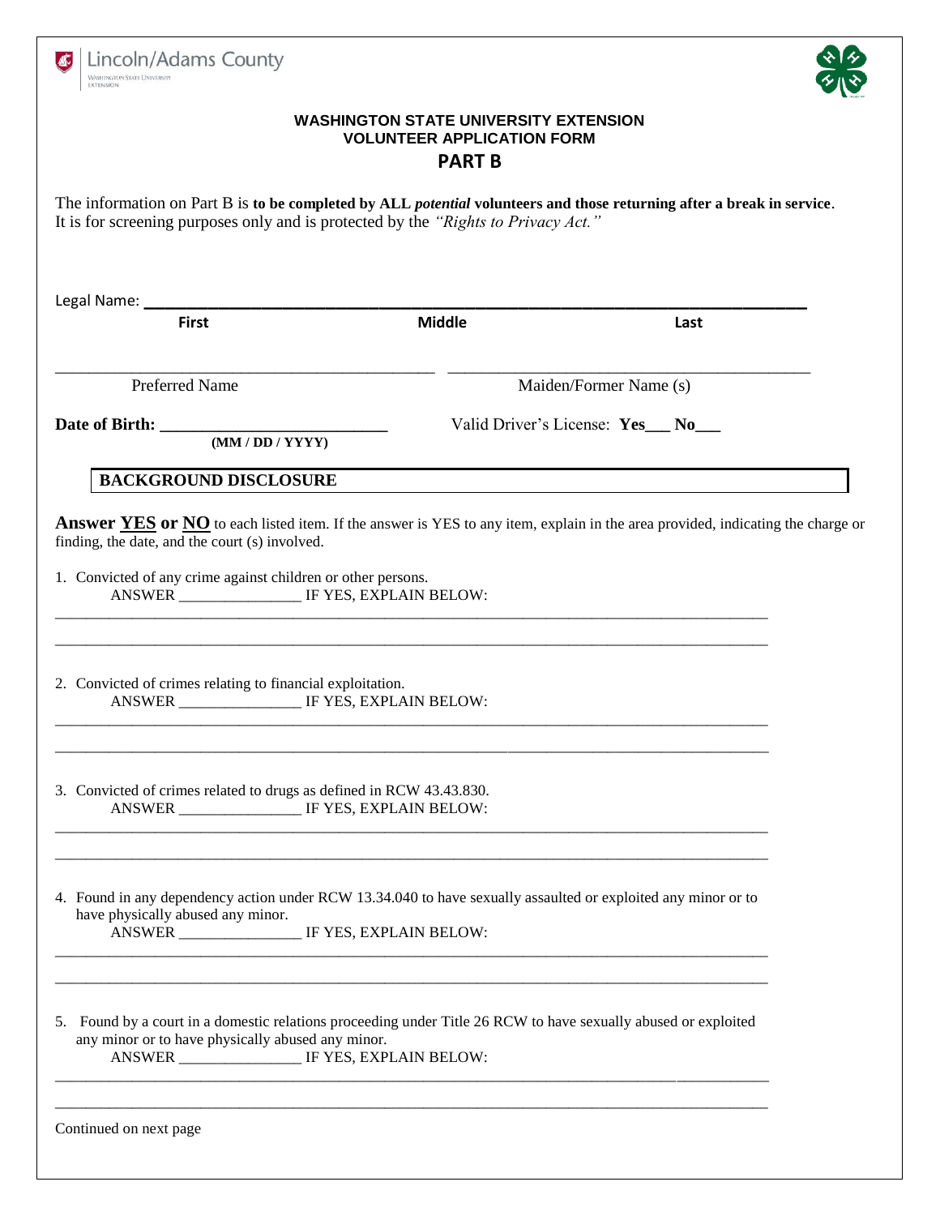Lincoln/Adams County
Washington State University Extension

**WASHINGTON STATE UNIVERSITY EXTENSION**
**VOLUNTEER APPLICATION FORM**
## PART B

The information on Part B is **to be completed by ALL *potential* volunteers and those returning after a break in service**. It is for screening purposes only and is protected by the *"Rights to Privacy Act."*

Legal Name: ______________________________________________

**First** **Middle** **Last**

______________________________ ______________________________

Preferred Name Maiden/Former Name (s)

**Date of Birth:** ____________________ Valid Driver's License: **Yes**___ **No**___

**(MM / DD / YYYY)**

**BACKGROUND DISCLOSURE**

**Answer YES or NO** to each listed item. If the answer is YES to any item, explain in the area provided, indicating the charge or finding, the date, and the court (s) involved.

1. Convicted of any crime against children or other persons.
   ANSWER ________________ IF YES, EXPLAIN BELOW:

______________________________________________________________________

______________________________________________________________________

2. Convicted of crimes relating to financial exploitation.
   ANSWER ________________ IF YES, EXPLAIN BELOW:

______________________________________________________________________

______________________________________________________________________

3. Convicted of crimes related to drugs as defined in RCW 43.43.830.
   ANSWER ________________ IF YES, EXPLAIN BELOW:

______________________________________________________________________

______________________________________________________________________

4. Found in any dependency action under RCW 13.34.040 to have sexually assaulted or exploited any minor or to have physically abused any minor.
   ANSWER ________________ IF YES, EXPLAIN BELOW:

______________________________________________________________________

______________________________________________________________________

5. Found by a court in a domestic relations proceeding under Title 26 RCW to have sexually abused or exploited any minor or to have physically abused any minor.
   ANSWER ________________ IF YES, EXPLAIN BELOW:

______________________________________________________________________

______________________________________________________________________

Continued on next page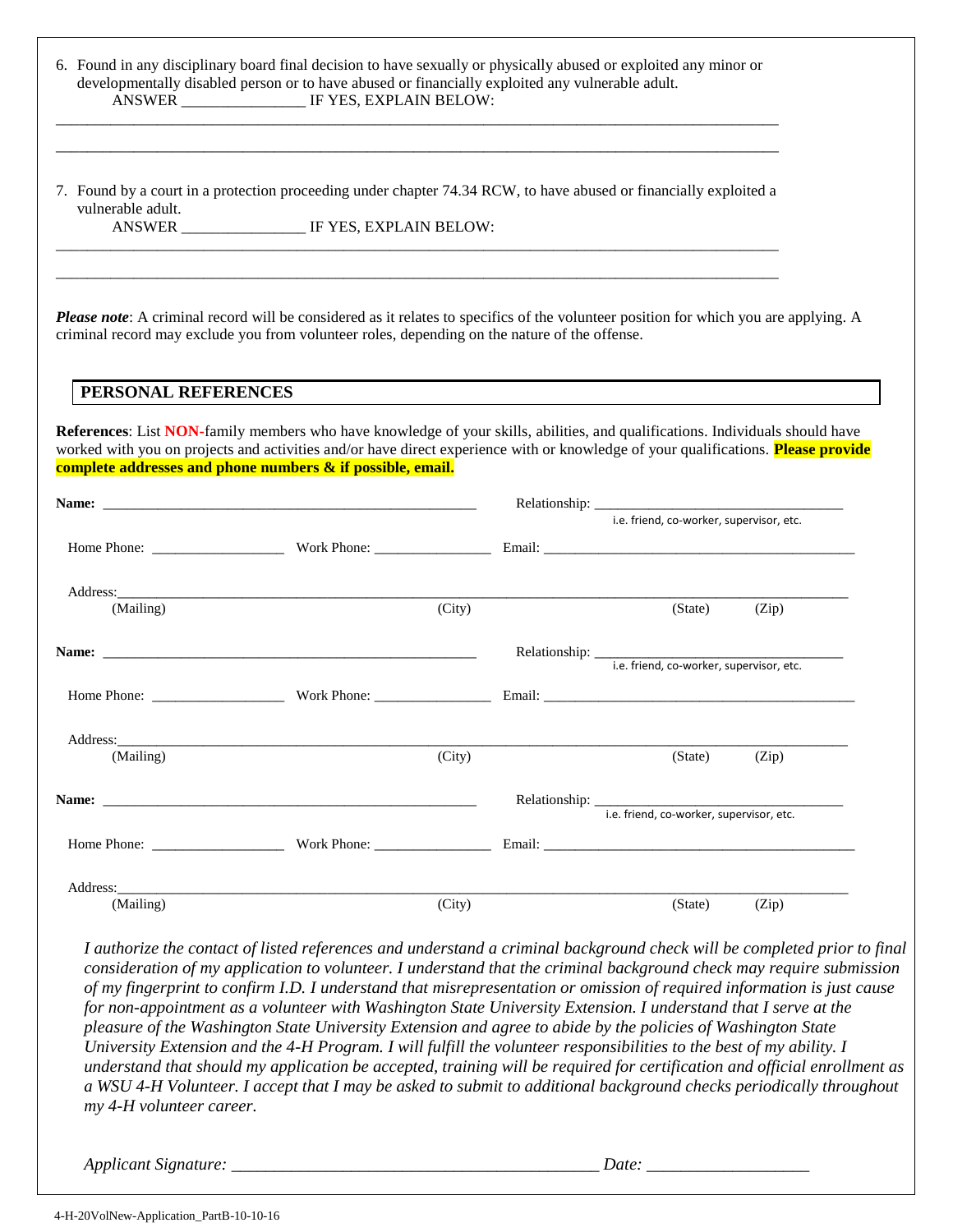6. Found in any disciplinary board final decision to have sexually or physically abused or exploited any minor or developmentally disabled person or to have abused or financially exploited any vulnerable adult.
   ANSWER ________________ IF YES, EXPLAIN BELOW:

___________________________________________________________________________________________

___________________________________________________________________________________________

7. Found by a court in a protection proceeding under chapter 74.34 RCW, to have abused or financially exploited a vulnerable adult.
   ANSWER ________________ IF YES, EXPLAIN BELOW:

___________________________________________________________________________________________

___________________________________________________________________________________________

***Please note***: A criminal record will be considered as it relates to specifics of the volunteer position for which you are applying. A criminal record may exclude you from volunteer roles, depending on the nature of the offense.

## PERSONAL REFERENCES

**References**: List **NON**-family members who have knowledge of your skills, abilities, and qualifications. Individuals should have worked with you on projects and activities and/or have direct experience with or knowledge of your qualifications. **Please provide complete addresses and phone numbers & if possible, email.**

**Name:** ________________________________________ Relationship: ______________________________
i.e. friend, co-worker, supervisor, etc.

Home Phone: ________________ Work Phone: ________________ Email: ________________________________

Address: ___________________________________________________________________________________
(Mailing) (City) (State) (Zip)

**Name:** ________________________________________ Relationship: ______________________________
i.e. friend, co-worker, supervisor, etc.

Home Phone: ________________ Work Phone: ________________ Email: ________________________________

Address: ___________________________________________________________________________________
(Mailing) (City) (State) (Zip)

**Name:** ________________________________________ Relationship: ______________________________
i.e. friend, co-worker, supervisor, etc.

Home Phone: ________________ Work Phone: ________________ Email: ________________________________

Address: ___________________________________________________________________________________
(Mailing) (City) (State) (Zip)

*I authorize the contact of listed references and understand a criminal background check will be completed prior to final consideration of my application to volunteer. I understand that the criminal background check may require submission of my fingerprint to confirm I.D. I understand that misrepresentation or omission of required information is just cause for non-appointment as a volunteer with Washington State University Extension. I understand that I serve at the pleasure of the Washington State University Extension and agree to abide by the policies of Washington State University Extension and the 4-H Program. I will fulfill the volunteer responsibilities to the best of my ability. I understand that should my application be accepted, training will be required for certification and official enrollment as a WSU 4-H Volunteer. I accept that I may be asked to submit to additional background checks periodically throughout my 4-H volunteer career.*

*Applicant Signature:* ____________________________________________ *Date:* ____________________

4-H-20VolNew-Application_PartB-10-10-16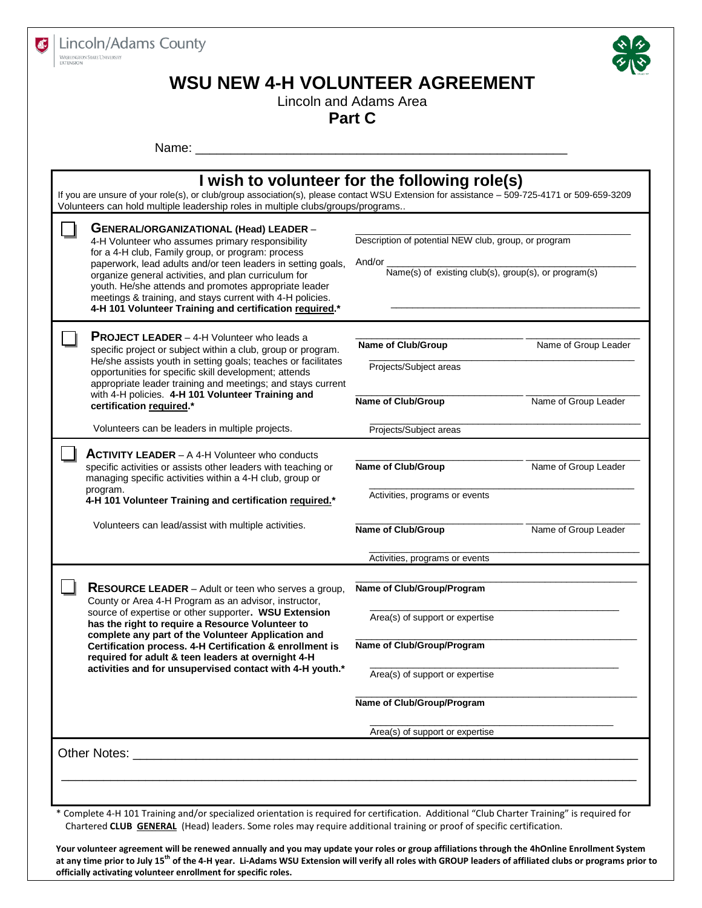Lincoln/Adams County
Washington State University Extension

# WSU NEW 4-H VOLUNTEER AGREEMENT

Lincoln and Adams Area

**Part C**

Name: ______________________________________________________

## I wish to volunteer for the following role(s)

If you are unsure of your role(s), or club/group association(s), please contact WSU Extension for assistance – 509-725-4171 or 509-659-3209
Volunteers can hold multiple leadership roles in multiple clubs/groups/programs..

| Role | Details |
|---|---|
| ☐ **GENERAL/ORGANIZATIONAL (Head) LEADER** – 4-H Volunteer who assumes primary responsibility for a 4-H club, Family group, or program: process paperwork, lead adults and/or teen leaders in setting goals, organize general activities, and plan curriculum for youth. He/she attends and promotes appropriate leader meetings & training, and stays current with 4-H policies. **4-H 101 Volunteer Training and certification required.*** | ______________________ Description of potential NEW club, group, or program<br>And/or ______________________ Name(s) of existing club(s), group(s), or program(s)<br>______________________ |
| ☐ **PROJECT LEADER** – 4-H Volunteer who leads a specific project or subject within a club, group or program. He/she assists youth in setting goals; teaches or facilitates opportunities for specific skill development; attends appropriate leader training and meetings; and stays current with 4-H policies. **4-H 101 Volunteer Training and certification required.***<br><br>Volunteers can be leaders in multiple projects. | ____________ **Name of Club/Group** ____________ Name of Group Leader<br>______________________ Projects/Subject areas<br>____________ **Name of Club/Group** ____________ Name of Group Leader<br>______________________ Projects/Subject areas |
| ☐ **ACTIVITY LEADER** – A 4-H Volunteer who conducts specific activities or assists other leaders with teaching or managing specific activities within a 4-H club, group or program. **4-H 101 Volunteer Training and certification required.***<br><br>Volunteers can lead/assist with multiple activities. | ____________ **Name of Club/Group** ____________ Name of Group Leader<br>______________________ Activities, programs or events<br>____________ **Name of Club/Group** ____________ Name of Group Leader<br>______________________ Activities, programs or events |
| ☐ **RESOURCE LEADER** – Adult or teen who serves a group, County or Area 4-H Program as an advisor, instructor, source of expertise or other supporter. **WSU Extension has the right to require a Resource Volunteer to complete any part of the Volunteer Application and Certification process. 4-H Certification & enrollment is required for adult & teen leaders at overnight 4-H activities and for unsupervised contact with 4-H youth.*** | ______________________ **Name of Club/Group/Program**<br>______________________ Area(s) of support or expertise<br>______________________ **Name of Club/Group/Program**<br>______________________ Area(s) of support or expertise<br>______________________ **Name of Club/Group/Program**<br>______________________ Area(s) of support or expertise |

Other Notes: ____________________________________________________________

____________________________________________________________________________

* Complete 4-H 101 Training and/or specialized orientation is required for certification. Additional "Club Charter Training" is required for Chartered **CLUB GENERAL** (Head) leaders. Some roles may require additional training or proof of specific certification.

**Your volunteer agreement will be renewed annually and you may update your roles or group affiliations through the 4hOnline Enrollment System at any time prior to July 15th of the 4-H year. Li-Adams WSU Extension will verify all roles with GROUP leaders of affiliated clubs or programs prior to officially activating volunteer enrollment for specific roles.**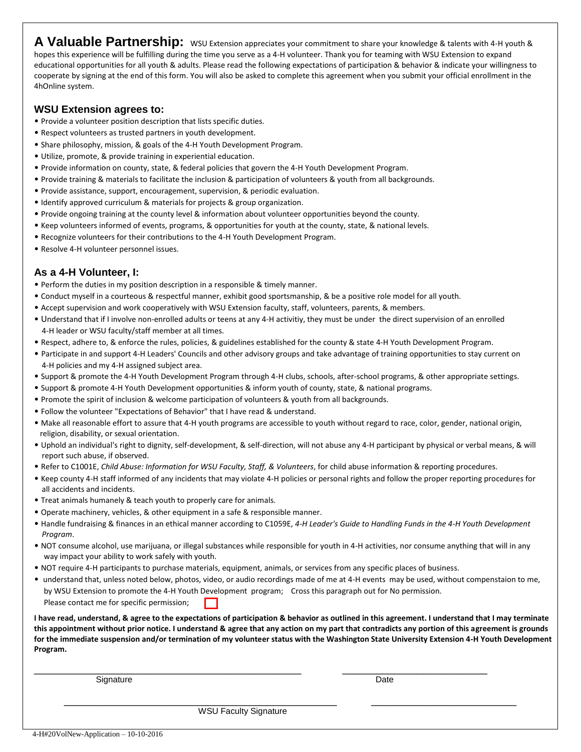**A Valuable Partnership:** WSU Extension appreciates your commitment to share your knowledge & talents with 4-H youth & hopes this experience will be fulfilling during the time you serve as a 4-H volunteer. Thank you for teaming with WSU Extension to expand educational opportunities for all youth & adults. Please read the following expectations of participation & behavior & indicate your willingness to cooperate by signing at the end of this form. You will also be asked to complete this agreement when you submit your official enrollment in the 4hOnline system.

### WSU Extension agrees to:

- Provide a volunteer position description that lists specific duties.
- Respect volunteers as trusted partners in youth development.
- Share philosophy, mission, & goals of the 4-H Youth Development Program.
- Utilize, promote, & provide training in experiential education.
- Provide information on county, state, & federal policies that govern the 4-H Youth Development Program.
- Provide training & materials to facilitate the inclusion & participation of volunteers & youth from all backgrounds.
- Provide assistance, support, encouragement, supervision, & periodic evaluation.
- Identify approved curriculum & materials for projects & group organization.
- Provide ongoing training at the county level & information about volunteer opportunities beyond the county.
- Keep volunteers informed of events, programs, & opportunities for youth at the county, state, & national levels.
- Recognize volunteers for their contributions to the 4-H Youth Development Program.
- Resolve 4-H volunteer personnel issues.

### As a 4-H Volunteer, I:

- Perform the duties in my position description in a responsible & timely manner.
- Conduct myself in a courteous & respectful manner, exhibit good sportsmanship, & be a positive role model for all youth.
- Accept supervision and work cooperatively with WSU Extension faculty, staff, volunteers, parents, & members.
- Understand that if I involve non-enrolled adults or teens at any 4-H activitiy, they must be under the direct supervision of an enrolled 4-H leader or WSU faculty/staff member at all times.
- Respect, adhere to, & enforce the rules, policies, & guidelines established for the county & state 4-H Youth Development Program.
- Participate in and support 4-H Leaders' Councils and other advisory groups and take advantage of training opportunities to stay current on 4-H policies and my 4-H assigned subject area.
- Support & promote the 4-H Youth Development Program through 4-H clubs, schools, after-school programs, & other appropriate settings.
- Support & promote 4-H Youth Development opportunities & inform youth of county, state, & national programs.
- Promote the spirit of inclusion & welcome participation of volunteers & youth from all backgrounds.
- Follow the volunteer "Expectations of Behavior" that I have read & understand.
- Make all reasonable effort to assure that 4-H youth programs are accessible to youth without regard to race, color, gender, national origin, religion, disability, or sexual orientation.
- Uphold an individual's right to dignity, self-development, & self-direction, will not abuse any 4-H participant by physical or verbal means, & will report such abuse, if observed.
- Refer to C1001E, *Child Abuse: Information for WSU Faculty, Staff, & Volunteers*, for child abuse information & reporting procedures.
- Keep county 4-H staff informed of any incidents that may violate 4-H policies or personal rights and follow the proper reporting procedures for all accidents and incidents.
- Treat animals humanely & teach youth to properly care for animals.
- Operate machinery, vehicles, & other equipment in a safe & responsible manner.
- Handle fundraising & finances in an ethical manner according to C1059E, *4-H Leader's Guide to Handling Funds in the 4-H Youth Development Program*.
- NOT consume alcohol, use marijuana, or illegal substances while responsible for youth in 4-H activities, nor consume anything that will in any way impact your ability to work safely with youth.
- NOT require 4-H participants to purchase materials, equipment, animals, or services from any specific places of business.
- understand that, unless noted below, photos, video, or audio recordings made of me at 4-H events may be used, without compenstaion to me, by WSU Extension to promote the 4-H Youth Development program; Cross this paragraph out for No permission. Please contact me for specific permission; ☐

**I have read, understand, & agree to the expectations of participation & behavior as outlined in this agreement. I understand that I may terminate this appointment without prior notice. I understand & agree that any action on my part that contradicts any portion of this agreement is grounds for the immediate suspension and/or termination of my volunteer status with the Washington State University Extension 4-H Youth Development Program.**

______________________________ Signature ______________ Date

______________________________ WSU Faculty Signature ______________

4-H#20VolNew-Application – 10-10-2016